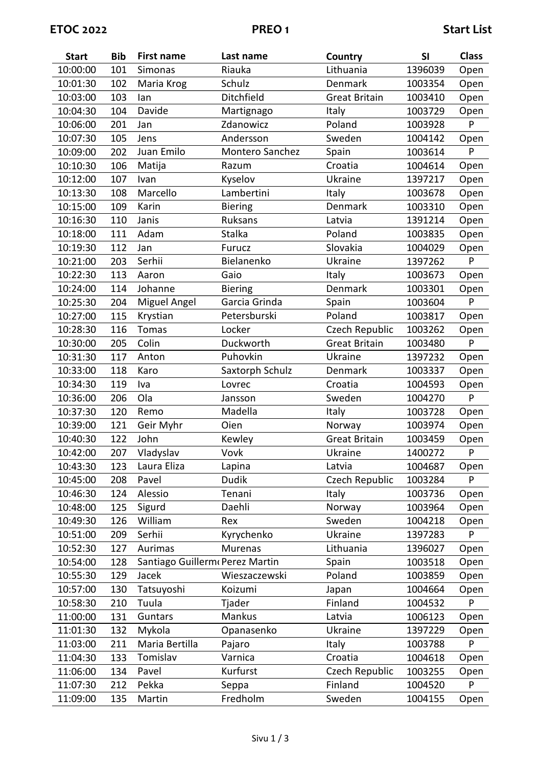**ETOC 2022** **PREO 1** **Start List**

| Start | Bib | First name | Last name | Country | SI | Class |
|---|---|---|---|---|---|---|
| 10:00:00 | 101 | Simonas | Riauka | Lithuania | 1396039 | Open |
| 10:01:30 | 102 | Maria Krog | Schulz | Denmark | 1003354 | Open |
| 10:03:00 | 103 | Ian | Ditchfield | Great Britain | 1003410 | Open |
| 10:04:30 | 104 | Davide | Martignago | Italy | 1003729 | Open |
| 10:06:00 | 201 | Jan | Zdanowicz | Poland | 1003928 | P |
| 10:07:30 | 105 | Jens | Andersson | Sweden | 1004142 | Open |
| 10:09:00 | 202 | Juan Emilo | Montero Sanchez | Spain | 1003614 | P |
| 10:10:30 | 106 | Matija | Razum | Croatia | 1004614 | Open |
| 10:12:00 | 107 | Ivan | Kyselov | Ukraine | 1397217 | Open |
| 10:13:30 | 108 | Marcello | Lambertini | Italy | 1003678 | Open |
| 10:15:00 | 109 | Karin | Biering | Denmark | 1003310 | Open |
| 10:16:30 | 110 | Janis | Ruksans | Latvia | 1391214 | Open |
| 10:18:00 | 111 | Adam | Stalka | Poland | 1003835 | Open |
| 10:19:30 | 112 | Jan | Furucz | Slovakia | 1004029 | Open |
| 10:21:00 | 203 | Serhii | Bielanenko | Ukraine | 1397262 | P |
| 10:22:30 | 113 | Aaron | Gaio | Italy | 1003673 | Open |
| 10:24:00 | 114 | Johanne | Biering | Denmark | 1003301 | Open |
| 10:25:30 | 204 | Miguel Angel | Garcia Grinda | Spain | 1003604 | P |
| 10:27:00 | 115 | Krystian | Petersburski | Poland | 1003817 | Open |
| 10:28:30 | 116 | Tomas | Locker | Czech Republic | 1003262 | Open |
| 10:30:00 | 205 | Colin | Duckworth | Great Britain | 1003480 | P |
| 10:31:30 | 117 | Anton | Puhovkin | Ukraine | 1397232 | Open |
| 10:33:00 | 118 | Karo | Saxtorph Schulz | Denmark | 1003337 | Open |
| 10:34:30 | 119 | Iva | Lovrec | Croatia | 1004593 | Open |
| 10:36:00 | 206 | Ola | Jansson | Sweden | 1004270 | P |
| 10:37:30 | 120 | Remo | Madella | Italy | 1003728 | Open |
| 10:39:00 | 121 | Geir Myhr | Oien | Norway | 1003974 | Open |
| 10:40:30 | 122 | John | Kewley | Great Britain | 1003459 | Open |
| 10:42:00 | 207 | Vladyslav | Vovk | Ukraine | 1400272 | P |
| 10:43:30 | 123 | Laura Eliza | Lapina | Latvia | 1004687 | Open |
| 10:45:00 | 208 | Pavel | Dudik | Czech Republic | 1003284 | P |
| 10:46:30 | 124 | Alessio | Tenani | Italy | 1003736 | Open |
| 10:48:00 | 125 | Sigurd | Daehli | Norway | 1003964 | Open |
| 10:49:30 | 126 | William | Rex | Sweden | 1004218 | Open |
| 10:51:00 | 209 | Serhii | Kyrychenko | Ukraine | 1397283 | P |
| 10:52:30 | 127 | Aurimas | Murenas | Lithuania | 1396027 | Open |
| 10:54:00 | 128 | Santiago Guillermo | Perez Martin | Spain | 1003518 | Open |
| 10:55:30 | 129 | Jacek | Wieszaczewski | Poland | 1003859 | Open |
| 10:57:00 | 130 | Tatsuyoshi | Koizumi | Japan | 1004664 | Open |
| 10:58:30 | 210 | Tuula | Tjader | Finland | 1004532 | P |
| 11:00:00 | 131 | Guntars | Mankus | Latvia | 1006123 | Open |
| 11:01:30 | 132 | Mykola | Opanasenko | Ukraine | 1397229 | Open |
| 11:03:00 | 211 | Maria Bertilla | Pajaro | Italy | 1003788 | P |
| 11:04:30 | 133 | Tomislav | Varnica | Croatia | 1004618 | Open |
| 11:06:00 | 134 | Pavel | Kurfurst | Czech Republic | 1003255 | Open |
| 11:07:30 | 212 | Pekka | Seppa | Finland | 1004520 | P |
| 11:09:00 | 135 | Martin | Fredholm | Sweden | 1004155 | Open |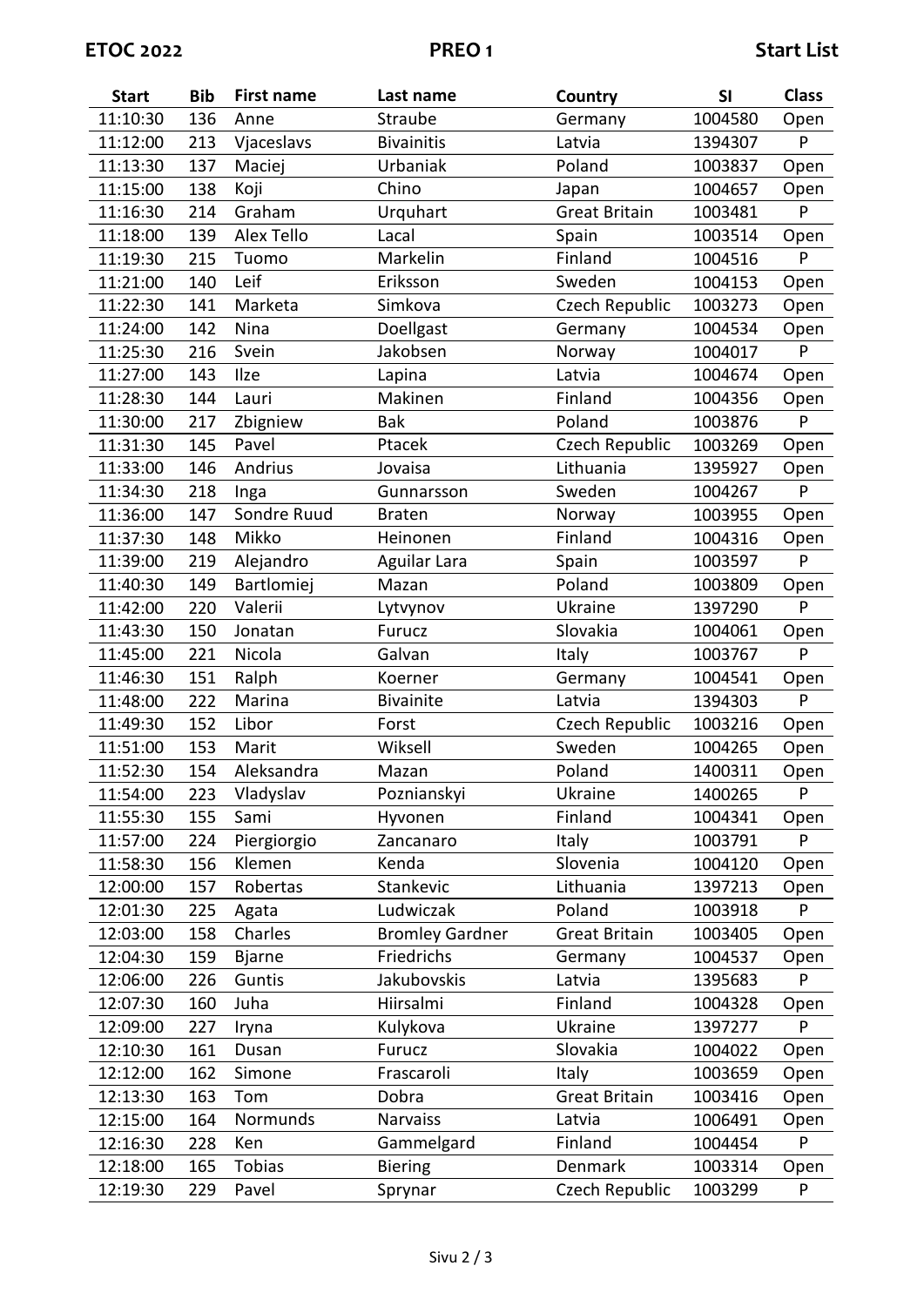**ETOC 2022** **PREO 1** **Start List**

| Start | Bib | First name | Last name | Country | SI | Class |
|---|---|---|---|---|---|---|
| 11:10:30 | 136 | Anne | Straube | Germany | 1004580 | Open |
| 11:12:00 | 213 | Vjaceslavs | Bivainitis | Latvia | 1394307 | P |
| 11:13:30 | 137 | Maciej | Urbaniak | Poland | 1003837 | Open |
| 11:15:00 | 138 | Koji | Chino | Japan | 1004657 | Open |
| 11:16:30 | 214 | Graham | Urquhart | Great Britain | 1003481 | P |
| 11:18:00 | 139 | Alex Tello | Lacal | Spain | 1003514 | Open |
| 11:19:30 | 215 | Tuomo | Markelin | Finland | 1004516 | P |
| 11:21:00 | 140 | Leif | Eriksson | Sweden | 1004153 | Open |
| 11:22:30 | 141 | Marketa | Simkova | Czech Republic | 1003273 | Open |
| 11:24:00 | 142 | Nina | Doellgast | Germany | 1004534 | Open |
| 11:25:30 | 216 | Svein | Jakobsen | Norway | 1004017 | P |
| 11:27:00 | 143 | Ilze | Lapina | Latvia | 1004674 | Open |
| 11:28:30 | 144 | Lauri | Makinen | Finland | 1004356 | Open |
| 11:30:00 | 217 | Zbigniew | Bak | Poland | 1003876 | P |
| 11:31:30 | 145 | Pavel | Ptacek | Czech Republic | 1003269 | Open |
| 11:33:00 | 146 | Andrius | Jovaisa | Lithuania | 1395927 | Open |
| 11:34:30 | 218 | Inga | Gunnarsson | Sweden | 1004267 | P |
| 11:36:00 | 147 | Sondre Ruud | Braten | Norway | 1003955 | Open |
| 11:37:30 | 148 | Mikko | Heinonen | Finland | 1004316 | Open |
| 11:39:00 | 219 | Alejandro | Aguilar Lara | Spain | 1003597 | P |
| 11:40:30 | 149 | Bartlomiej | Mazan | Poland | 1003809 | Open |
| 11:42:00 | 220 | Valerii | Lytvynov | Ukraine | 1397290 | P |
| 11:43:30 | 150 | Jonatan | Furucz | Slovakia | 1004061 | Open |
| 11:45:00 | 221 | Nicola | Galvan | Italy | 1003767 | P |
| 11:46:30 | 151 | Ralph | Koerner | Germany | 1004541 | Open |
| 11:48:00 | 222 | Marina | Bivainite | Latvia | 1394303 | P |
| 11:49:30 | 152 | Libor | Forst | Czech Republic | 1003216 | Open |
| 11:51:00 | 153 | Marit | Wiksell | Sweden | 1004265 | Open |
| 11:52:30 | 154 | Aleksandra | Mazan | Poland | 1400311 | Open |
| 11:54:00 | 223 | Vladyslav | Poznianskyi | Ukraine | 1400265 | P |
| 11:55:30 | 155 | Sami | Hyvonen | Finland | 1004341 | Open |
| 11:57:00 | 224 | Piergiorgio | Zancanaro | Italy | 1003791 | P |
| 11:58:30 | 156 | Klemen | Kenda | Slovenia | 1004120 | Open |
| 12:00:00 | 157 | Robertas | Stankevic | Lithuania | 1397213 | Open |
| 12:01:30 | 225 | Agata | Ludwiczak | Poland | 1003918 | P |
| 12:03:00 | 158 | Charles | Bromley Gardner | Great Britain | 1003405 | Open |
| 12:04:30 | 159 | Bjarne | Friedrichs | Germany | 1004537 | Open |
| 12:06:00 | 226 | Guntis | Jakubovskis | Latvia | 1395683 | P |
| 12:07:30 | 160 | Juha | Hiirsalmi | Finland | 1004328 | Open |
| 12:09:00 | 227 | Iryna | Kulykova | Ukraine | 1397277 | P |
| 12:10:30 | 161 | Dusan | Furucz | Slovakia | 1004022 | Open |
| 12:12:00 | 162 | Simone | Frascaroli | Italy | 1003659 | Open |
| 12:13:30 | 163 | Tom | Dobra | Great Britain | 1003416 | Open |
| 12:15:00 | 164 | Normunds | Narvaiss | Latvia | 1006491 | Open |
| 12:16:30 | 228 | Ken | Gammelgard | Finland | 1004454 | P |
| 12:18:00 | 165 | Tobias | Biering | Denmark | 1003314 | Open |
| 12:19:30 | 229 | Pavel | Sprynar | Czech Republic | 1003299 | P |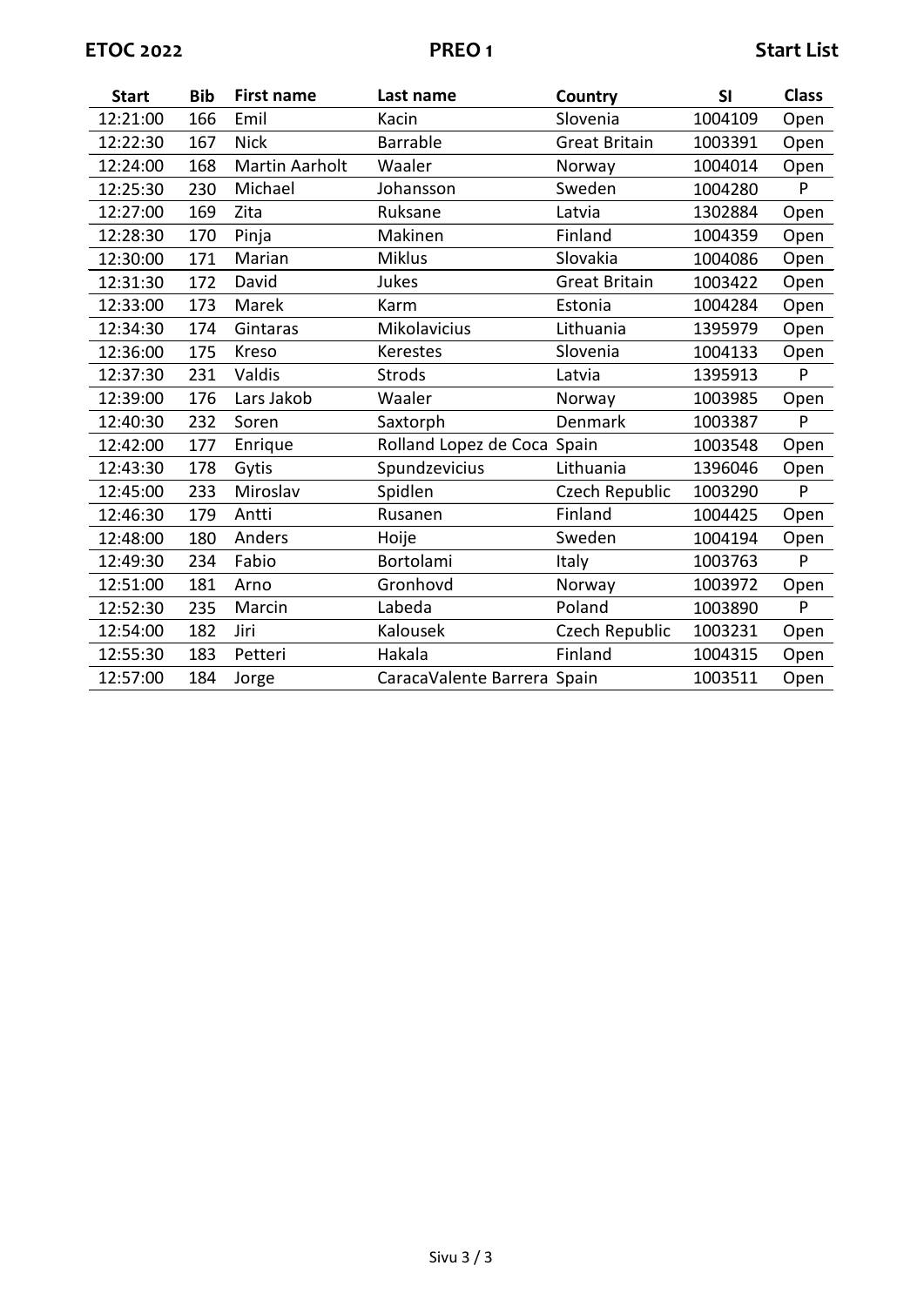**ETOC 2022** **PREO 1** **Start List**

| Start | Bib | First name | Last name | Country | SI | Class |
|---|---|---|---|---|---|---|
| 12:21:00 | 166 | Emil | Kacin | Slovenia | 1004109 | Open |
| 12:22:30 | 167 | Nick | Barrable | Great Britain | 1003391 | Open |
| 12:24:00 | 168 | Martin Aarholt | Waaler | Norway | 1004014 | Open |
| 12:25:30 | 230 | Michael | Johansson | Sweden | 1004280 | P |
| 12:27:00 | 169 | Zita | Ruksane | Latvia | 1302884 | Open |
| 12:28:30 | 170 | Pinja | Makinen | Finland | 1004359 | Open |
| 12:30:00 | 171 | Marian | Miklus | Slovakia | 1004086 | Open |
| 12:31:30 | 172 | David | Jukes | Great Britain | 1003422 | Open |
| 12:33:00 | 173 | Marek | Karm | Estonia | 1004284 | Open |
| 12:34:30 | 174 | Gintaras | Mikolavicius | Lithuania | 1395979 | Open |
| 12:36:00 | 175 | Kreso | Kerestes | Slovenia | 1004133 | Open |
| 12:37:30 | 231 | Valdis | Strods | Latvia | 1395913 | P |
| 12:39:00 | 176 | Lars Jakob | Waaler | Norway | 1003985 | Open |
| 12:40:30 | 232 | Soren | Saxtorph | Denmark | 1003387 | P |
| 12:42:00 | 177 | Enrique | Rolland Lopez de Coca | Spain | 1003548 | Open |
| 12:43:30 | 178 | Gytis | Spundzevicius | Lithuania | 1396046 | Open |
| 12:45:00 | 233 | Miroslav | Spidlen | Czech Republic | 1003290 | P |
| 12:46:30 | 179 | Antti | Rusanen | Finland | 1004425 | Open |
| 12:48:00 | 180 | Anders | Hoije | Sweden | 1004194 | Open |
| 12:49:30 | 234 | Fabio | Bortolami | Italy | 1003763 | P |
| 12:51:00 | 181 | Arno | Gronhovd | Norway | 1003972 | Open |
| 12:52:30 | 235 | Marcin | Labeda | Poland | 1003890 | P |
| 12:54:00 | 182 | Jiri | Kalousek | Czech Republic | 1003231 | Open |
| 12:55:30 | 183 | Petteri | Hakala | Finland | 1004315 | Open |
| 12:57:00 | 184 | Jorge | CaracaValente Barrera | Spain | 1003511 | Open |